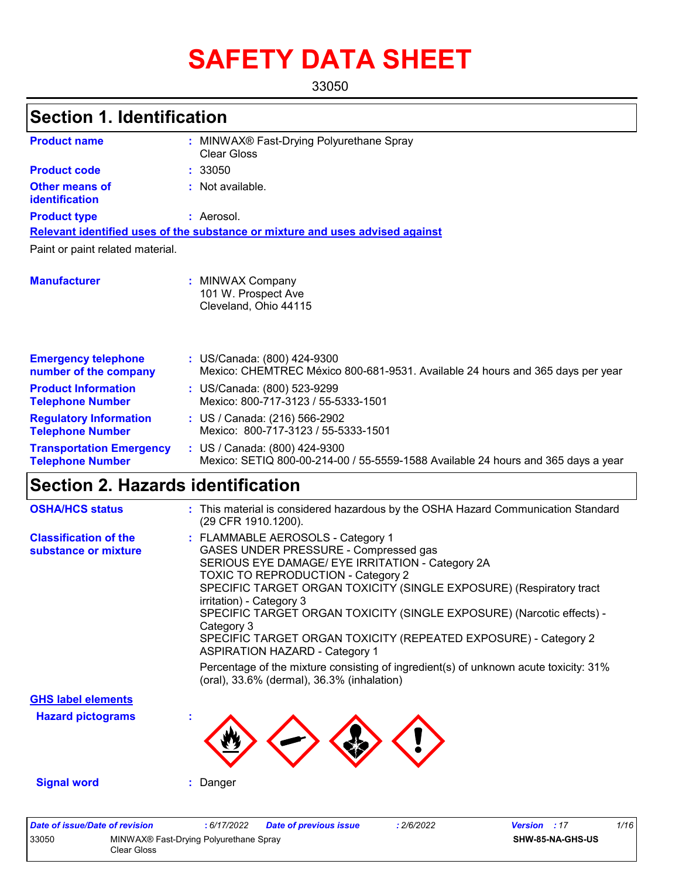# SAFETY DATA SHEET

33050

## Section 1. Identification

| | |
|---|---|
| **Product name** | : MINWAX® Fast-Drying Polyurethane Spray Clear Gloss |
| **Product code** | : 33050 |
| **Other means of identification** | : Not available. |
| **Product type** | : Aerosol. |

**Relevant identified uses of the substance or mixture and uses advised against**

Paint or paint related material.

| | |
|---|---|
| **Manufacturer** | : MINWAX Company<br>101 W. Prospect Ave<br>Cleveland, Ohio 44115 |
| **Emergency telephone number of the company** | : US/Canada: (800) 424-9300<br>Mexico: CHEMTREC México 800-681-9531. Available 24 hours and 365 days per year |
| **Product Information Telephone Number** | : US/Canada: (800) 523-9299<br>Mexico: 800-717-3123 / 55-5333-1501 |
| **Regulatory Information Telephone Number** | : US / Canada: (216) 566-2902<br>Mexico: 800-717-3123 / 55-5333-1501 |
| **Transportation Emergency Telephone Number** | : US / Canada: (800) 424-9300<br>Mexico: SETIQ 800-00-214-00 / 55-5559-1588 Available 24 hours and 365 days a year |

## Section 2. Hazards identification

**OSHA/HCS status** : This material is considered hazardous by the OSHA Hazard Communication Standard (29 CFR 1910.1200).

**Classification of the substance or mixture** :
FLAMMABLE AEROSOLS - Category 1
GASES UNDER PRESSURE - Compressed gas
SERIOUS EYE DAMAGE/ EYE IRRITATION - Category 2A
TOXIC TO REPRODUCTION - Category 2
SPECIFIC TARGET ORGAN TOXICITY (SINGLE EXPOSURE) (Respiratory tract irritation) - Category 3
SPECIFIC TARGET ORGAN TOXICITY (SINGLE EXPOSURE) (Narcotic effects) - Category 3
SPECIFIC TARGET ORGAN TOXICITY (REPEATED EXPOSURE) - Category 2
ASPIRATION HAZARD - Category 1

Percentage of the mixture consisting of ingredient(s) of unknown acute toxicity: 31% (oral), 33.6% (dermal), 36.3% (inhalation)

**GHS label elements**

**Hazard pictograms** :

**Signal word** : Danger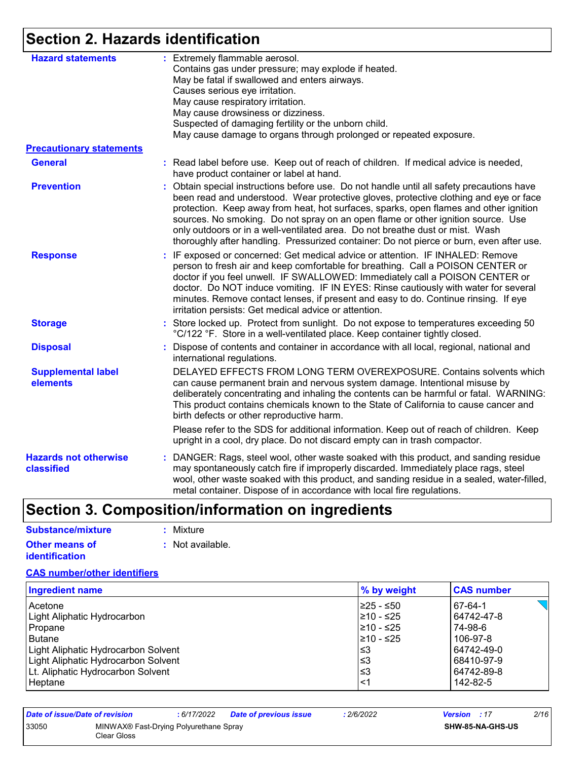## Section 2. Hazards identification

**Hazard statements** : Extremely flammable aerosol.
Contains gas under pressure; may explode if heated.
May be fatal if swallowed and enters airways.
Causes serious eye irritation.
May cause respiratory irritation.
May cause drowsiness or dizziness.
Suspected of damaging fertility or the unborn child.
May cause damage to organs through prolonged or repeated exposure.

**Precautionary statements**

**General** : Read label before use. Keep out of reach of children. If medical advice is needed, have product container or label at hand.

**Prevention** : Obtain special instructions before use. Do not handle until all safety precautions have been read and understood. Wear protective gloves, protective clothing and eye or face protection. Keep away from heat, hot surfaces, sparks, open flames and other ignition sources. No smoking. Do not spray on an open flame or other ignition source. Use only outdoors or in a well-ventilated area. Do not breathe dust or mist. Wash thoroughly after handling. Pressurized container: Do not pierce or burn, even after use.

**Response** : IF exposed or concerned: Get medical advice or attention. IF INHALED: Remove person to fresh air and keep comfortable for breathing. Call a POISON CENTER or doctor if you feel unwell. IF SWALLOWED: Immediately call a POISON CENTER or doctor. Do NOT induce vomiting. IF IN EYES: Rinse cautiously with water for several minutes. Remove contact lenses, if present and easy to do. Continue rinsing. If eye irritation persists: Get medical advice or attention.

**Storage** : Store locked up. Protect from sunlight. Do not expose to temperatures exceeding 50 °C/122 °F. Store in a well-ventilated place. Keep container tightly closed.

**Disposal** : Dispose of contents and container in accordance with all local, regional, national and international regulations.

**Supplemental label elements** DELAYED EFFECTS FROM LONG TERM OVEREXPOSURE. Contains solvents which can cause permanent brain and nervous system damage. Intentional misuse by deliberately concentrating and inhaling the contents can be harmful or fatal. WARNING: This product contains chemicals known to the State of California to cause cancer and birth defects or other reproductive harm.

Please refer to the SDS for additional information. Keep out of reach of children. Keep upright in a cool, dry place. Do not discard empty can in trash compactor.

**Hazards not otherwise classified** : DANGER: Rags, steel wool, other waste soaked with this product, and sanding residue may spontaneously catch fire if improperly discarded. Immediately place rags, steel wool, other waste soaked with this product, and sanding residue in a sealed, water-filled, metal container. Dispose of in accordance with local fire regulations.

## Section 3. Composition/information on ingredients

**Substance/mixture** : Mixture

**Other means of identification** : Not available.

**CAS number/other identifiers**

| Ingredient name | % by weight | CAS number |
|---|---|---|
| Acetone | ≥25 - ≤50 | 67-64-1 |
| Light Aliphatic Hydrocarbon | ≥10 - ≤25 | 64742-47-8 |
| Propane | ≥10 - ≤25 | 74-98-6 |
| Butane | ≥10 - ≤25 | 106-97-8 |
| Light Aliphatic Hydrocarbon Solvent | ≤3 | 64742-49-0 |
| Light Aliphatic Hydrocarbon Solvent | ≤3 | 68410-97-9 |
| Lt. Aliphatic Hydrocarbon Solvent | ≤3 | 64742-89-8 |
| Heptane | <1 | 142-82-5 |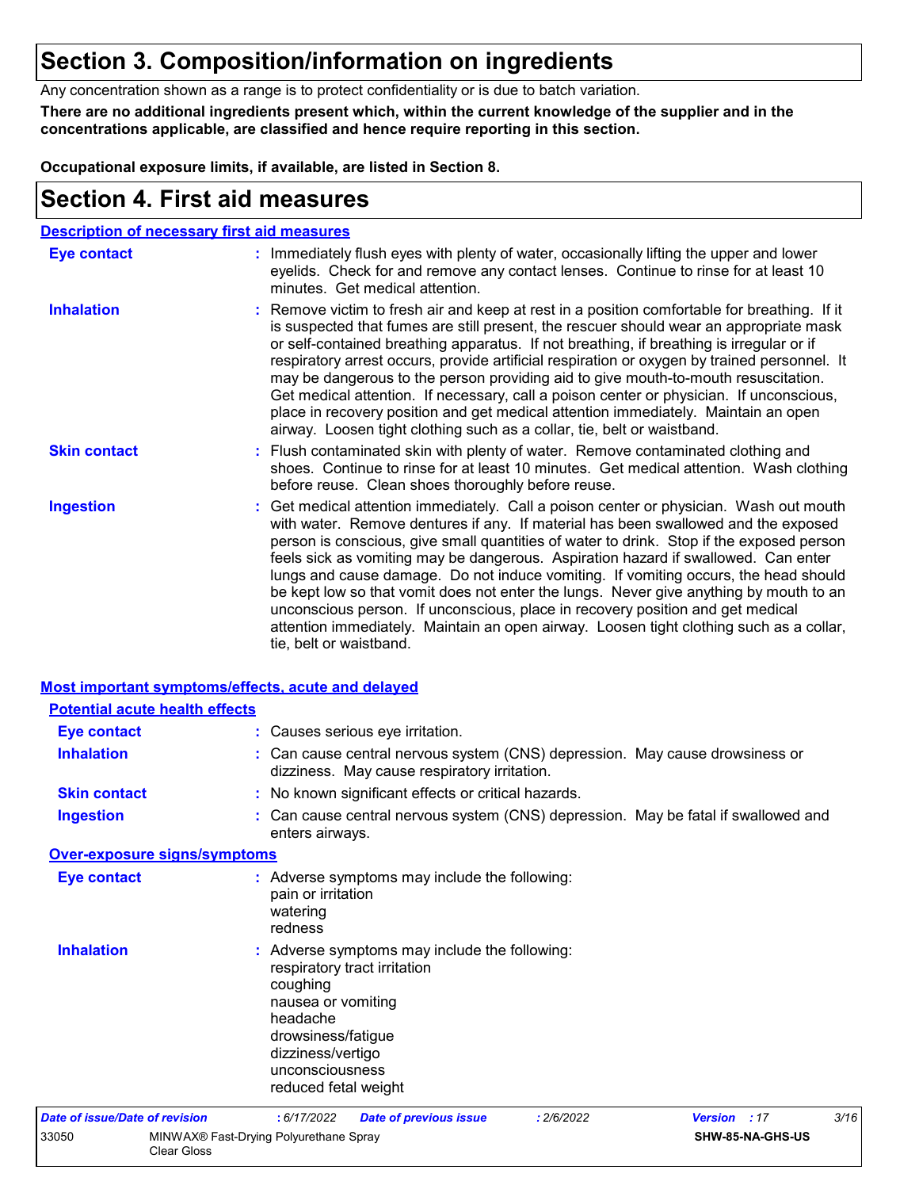# Section 3. Composition/information on ingredients

Any concentration shown as a range is to protect confidentiality or is due to batch variation.

**There are no additional ingredients present which, within the current knowledge of the supplier and in the concentrations applicable, are classified and hence require reporting in this section.**

**Occupational exposure limits, if available, are listed in Section 8.**

# Section 4. First aid measures

## Description of necessary first aid measures

**Eye contact** : Immediately flush eyes with plenty of water, occasionally lifting the upper and lower eyelids. Check for and remove any contact lenses. Continue to rinse for at least 10 minutes. Get medical attention.

**Inhalation** : Remove victim to fresh air and keep at rest in a position comfortable for breathing. If it is suspected that fumes are still present, the rescuer should wear an appropriate mask or self-contained breathing apparatus. If not breathing, if breathing is irregular or if respiratory arrest occurs, provide artificial respiration or oxygen by trained personnel. It may be dangerous to the person providing aid to give mouth-to-mouth resuscitation. Get medical attention. If necessary, call a poison center or physician. If unconscious, place in recovery position and get medical attention immediately. Maintain an open airway. Loosen tight clothing such as a collar, tie, belt or waistband.

**Skin contact** : Flush contaminated skin with plenty of water. Remove contaminated clothing and shoes. Continue to rinse for at least 10 minutes. Get medical attention. Wash clothing before reuse. Clean shoes thoroughly before reuse.

**Ingestion** : Get medical attention immediately. Call a poison center or physician. Wash out mouth with water. Remove dentures if any. If material has been swallowed and the exposed person is conscious, give small quantities of water to drink. Stop if the exposed person feels sick as vomiting may be dangerous. Aspiration hazard if swallowed. Can enter lungs and cause damage. Do not induce vomiting. If vomiting occurs, the head should be kept low so that vomit does not enter the lungs. Never give anything by mouth to an unconscious person. If unconscious, place in recovery position and get medical attention immediately. Maintain an open airway. Loosen tight clothing such as a collar, tie, belt or waistband.

## Most important symptoms/effects, acute and delayed

### Potential acute health effects

**Eye contact** : Causes serious eye irritation.

**Inhalation** : Can cause central nervous system (CNS) depression. May cause drowsiness or dizziness. May cause respiratory irritation.

**Skin contact** : No known significant effects or critical hazards.

**Ingestion** : Can cause central nervous system (CNS) depression. May be fatal if swallowed and enters airways.

### Over-exposure signs/symptoms

**Eye contact** : Adverse symptoms may include the following:
pain or irritation
watering
redness

**Inhalation** : Adverse symptoms may include the following:
respiratory tract irritation
coughing
nausea or vomiting
headache
drowsiness/fatigue
dizziness/vertigo
unconsciousness
reduced fetal weight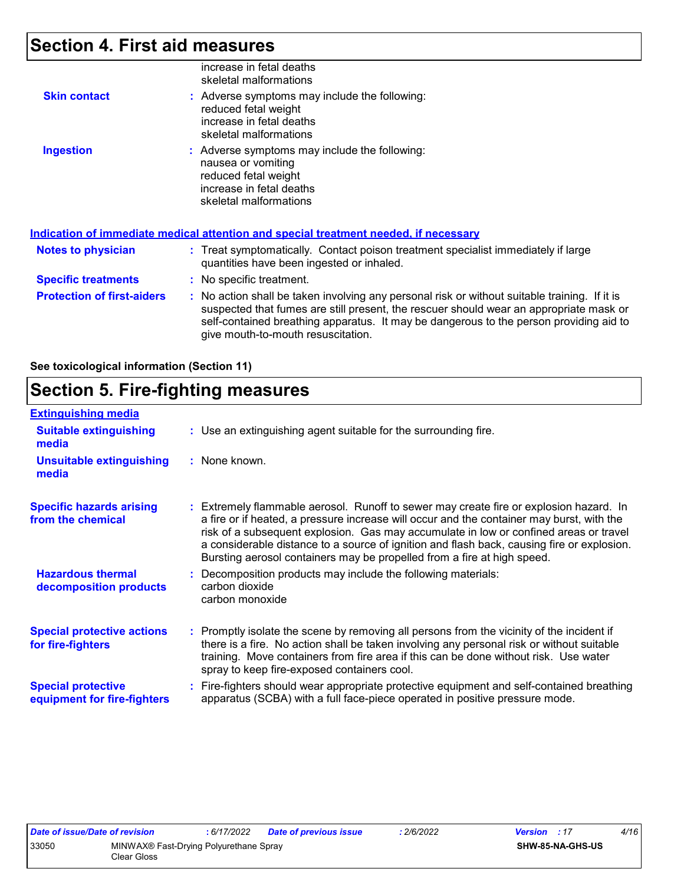## Section 4. First aid measures

increase in fetal deaths
skeletal malformations

**Skin contact** : Adverse symptoms may include the following:
reduced fetal weight
increase in fetal deaths
skeletal malformations

**Ingestion** : Adverse symptoms may include the following:
nausea or vomiting
reduced fetal weight
increase in fetal deaths
skeletal malformations

### Indication of immediate medical attention and special treatment needed, if necessary

**Notes to physician** : Treat symptomatically. Contact poison treatment specialist immediately if large quantities have been ingested or inhaled.

**Specific treatments** : No specific treatment.

**Protection of first-aiders** : No action shall be taken involving any personal risk or without suitable training. If it is suspected that fumes are still present, the rescuer should wear an appropriate mask or self-contained breathing apparatus. It may be dangerous to the person providing aid to give mouth-to-mouth resuscitation.

**See toxicological information (Section 11)**

## Section 5. Fire-fighting measures

### Extinguishing media

**Suitable extinguishing media** : Use an extinguishing agent suitable for the surrounding fire.

**Unsuitable extinguishing media** : None known.

**Specific hazards arising from the chemical** : Extremely flammable aerosol. Runoff to sewer may create fire or explosion hazard. In a fire or if heated, a pressure increase will occur and the container may burst, with the risk of a subsequent explosion. Gas may accumulate in low or confined areas or travel a considerable distance to a source of ignition and flash back, causing fire or explosion. Bursting aerosol containers may be propelled from a fire at high speed.

**Hazardous thermal decomposition products** : Decomposition products may include the following materials:
carbon dioxide
carbon monoxide

**Special protective actions for fire-fighters** : Promptly isolate the scene by removing all persons from the vicinity of the incident if there is a fire. No action shall be taken involving any personal risk or without suitable training. Move containers from fire area if this can be done without risk. Use water spray to keep fire-exposed containers cool.

**Special protective equipment for fire-fighters** : Fire-fighters should wear appropriate protective equipment and self-contained breathing apparatus (SCBA) with a full face-piece operated in positive pressure mode.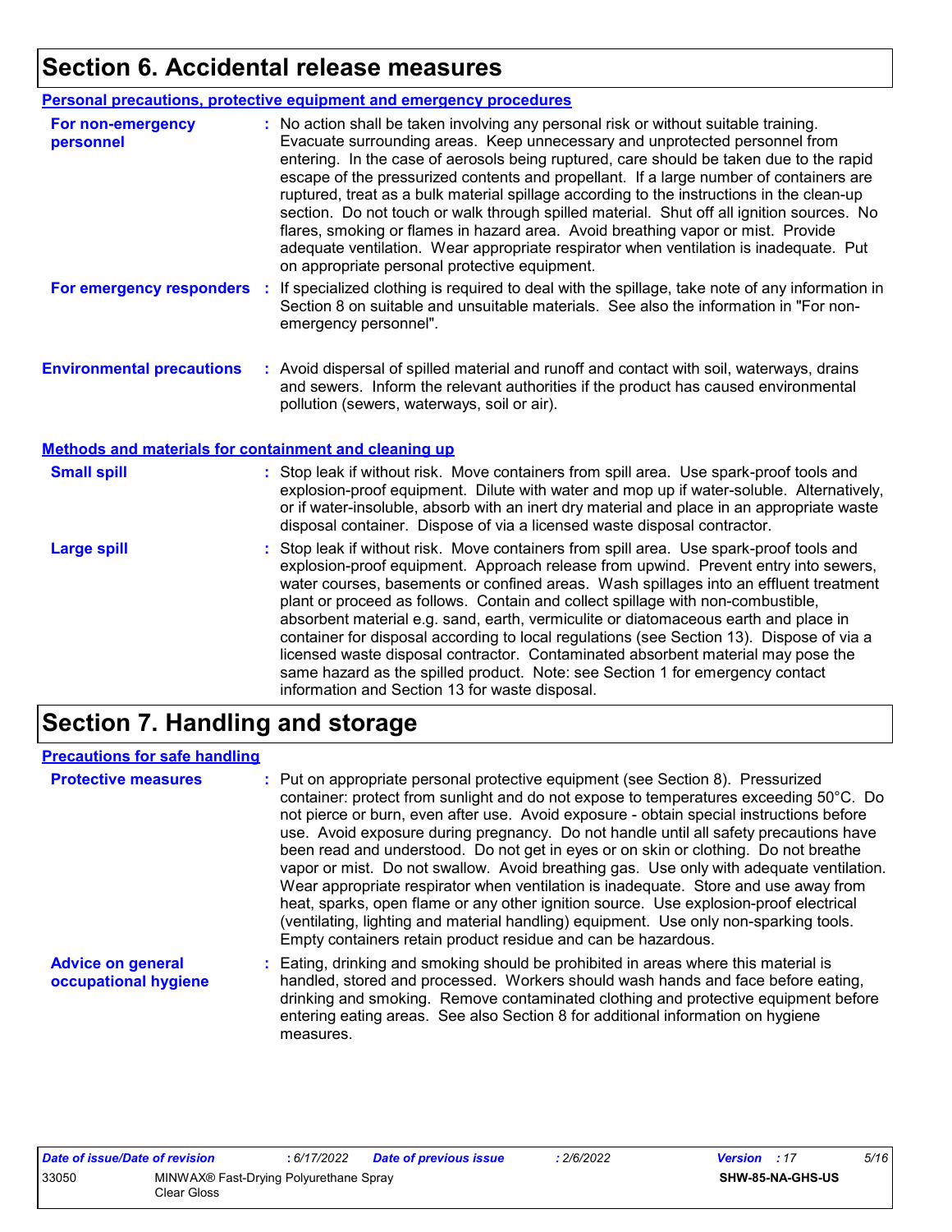## Section 6. Accidental release measures

### Personal precautions, protective equipment and emergency procedures

**For non-emergency personnel** : No action shall be taken involving any personal risk or without suitable training. Evacuate surrounding areas. Keep unnecessary and unprotected personnel from entering. In the case of aerosols being ruptured, care should be taken due to the rapid escape of the pressurized contents and propellant. If a large number of containers are ruptured, treat as a bulk material spillage according to the instructions in the clean-up section. Do not touch or walk through spilled material. Shut off all ignition sources. No flares, smoking or flames in hazard area. Avoid breathing vapor or mist. Provide adequate ventilation. Wear appropriate respirator when ventilation is inadequate. Put on appropriate personal protective equipment.

**For emergency responders** : If specialized clothing is required to deal with the spillage, take note of any information in Section 8 on suitable and unsuitable materials. See also the information in "For non-emergency personnel".

**Environmental precautions** : Avoid dispersal of spilled material and runoff and contact with soil, waterways, drains and sewers. Inform the relevant authorities if the product has caused environmental pollution (sewers, waterways, soil or air).

### Methods and materials for containment and cleaning up

**Small spill** : Stop leak if without risk. Move containers from spill area. Use spark-proof tools and explosion-proof equipment. Dilute with water and mop up if water-soluble. Alternatively, or if water-insoluble, absorb with an inert dry material and place in an appropriate waste disposal container. Dispose of via a licensed waste disposal contractor.

**Large spill** : Stop leak if without risk. Move containers from spill area. Use spark-proof tools and explosion-proof equipment. Approach release from upwind. Prevent entry into sewers, water courses, basements or confined areas. Wash spillages into an effluent treatment plant or proceed as follows. Contain and collect spillage with non-combustible, absorbent material e.g. sand, earth, vermiculite or diatomaceous earth and place in container for disposal according to local regulations (see Section 13). Dispose of via a licensed waste disposal contractor. Contaminated absorbent material may pose the same hazard as the spilled product. Note: see Section 1 for emergency contact information and Section 13 for waste disposal.

## Section 7. Handling and storage

### Precautions for safe handling

**Protective measures** : Put on appropriate personal protective equipment (see Section 8). Pressurized container: protect from sunlight and do not expose to temperatures exceeding 50°C. Do not pierce or burn, even after use. Avoid exposure - obtain special instructions before use. Avoid exposure during pregnancy. Do not handle until all safety precautions have been read and understood. Do not get in eyes or on skin or clothing. Do not breathe vapor or mist. Do not swallow. Avoid breathing gas. Use only with adequate ventilation. Wear appropriate respirator when ventilation is inadequate. Store and use away from heat, sparks, open flame or any other ignition source. Use explosion-proof electrical (ventilating, lighting and material handling) equipment. Use only non-sparking tools. Empty containers retain product residue and can be hazardous.

**Advice on general occupational hygiene** : Eating, drinking and smoking should be prohibited in areas where this material is handled, stored and processed. Workers should wash hands and face before eating, drinking and smoking. Remove contaminated clothing and protective equipment before entering eating areas. See also Section 8 for additional information on hygiene measures.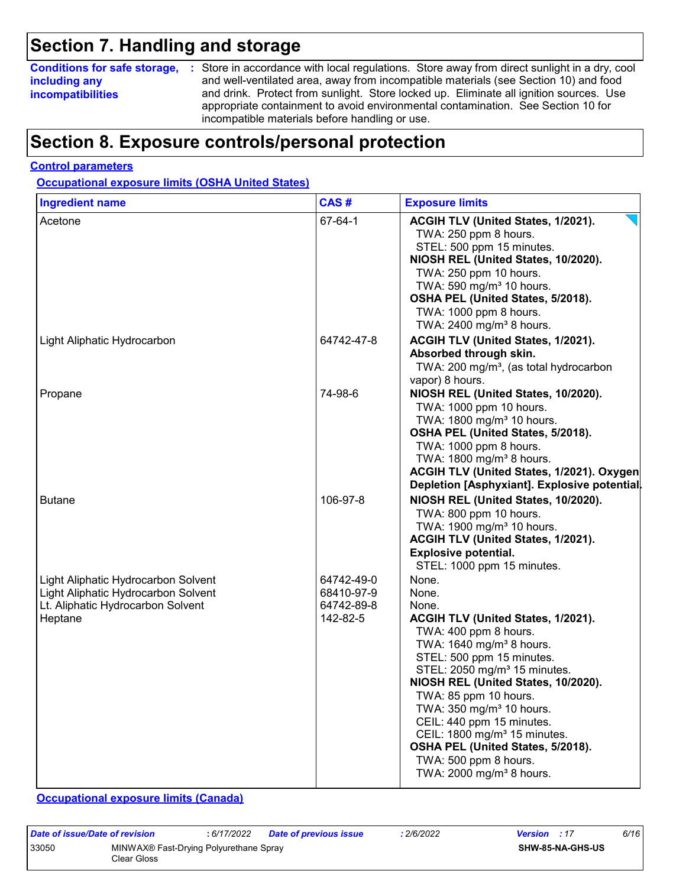## Section 7. Handling and storage

**Conditions for safe storage, including any incompatibilities** : Store in accordance with local regulations. Store away from direct sunlight in a dry, cool and well-ventilated area, away from incompatible materials (see Section 10) and food and drink. Protect from sunlight. Store locked up. Eliminate all ignition sources. Use appropriate containment to avoid environmental contamination. See Section 10 for incompatible materials before handling or use.

## Section 8. Exposure controls/personal protection

**Control parameters**

**Occupational exposure limits (OSHA United States)**

| Ingredient name | CAS # | Exposure limits |
|---|---|---|
| Acetone | 67-64-1 | **ACGIH TLV (United States, 1/2021).**<br>TWA: 250 ppm 8 hours.<br>STEL: 500 ppm 15 minutes.<br>**NIOSH REL (United States, 10/2020).**<br>TWA: 250 ppm 10 hours.<br>TWA: 590 mg/m³ 10 hours.<br>**OSHA PEL (United States, 5/2018).**<br>TWA: 1000 ppm 8 hours.<br>TWA: 2400 mg/m³ 8 hours. |
| Light Aliphatic Hydrocarbon | 64742-47-8 | **ACGIH TLV (United States, 1/2021). Absorbed through skin.**<br>TWA: 200 mg/m³, (as total hydrocarbon vapor) 8 hours. |
| Propane | 74-98-6 | **NIOSH REL (United States, 10/2020).**<br>TWA: 1000 ppm 10 hours.<br>TWA: 1800 mg/m³ 10 hours.<br>**OSHA PEL (United States, 5/2018).**<br>TWA: 1000 ppm 8 hours.<br>TWA: 1800 mg/m³ 8 hours.<br>**ACGIH TLV (United States, 1/2021). Oxygen Depletion [Asphyxiant]. Explosive potential.** |
| Butane | 106-97-8 | **NIOSH REL (United States, 10/2020).**<br>TWA: 800 ppm 10 hours.<br>TWA: 1900 mg/m³ 10 hours.<br>**ACGIH TLV (United States, 1/2021). Explosive potential.**<br>STEL: 1000 ppm 15 minutes. |
| Light Aliphatic Hydrocarbon Solvent | 64742-49-0 | None. |
| Light Aliphatic Hydrocarbon Solvent | 68410-97-9 | None. |
| Lt. Aliphatic Hydrocarbon Solvent | 64742-89-8 | None. |
| Heptane | 142-82-5 | **ACGIH TLV (United States, 1/2021).**<br>TWA: 400 ppm 8 hours.<br>TWA: 1640 mg/m³ 8 hours.<br>STEL: 500 ppm 15 minutes.<br>STEL: 2050 mg/m³ 15 minutes.<br>**NIOSH REL (United States, 10/2020).**<br>TWA: 85 ppm 10 hours.<br>TWA: 350 mg/m³ 10 hours.<br>CEIL: 440 ppm 15 minutes.<br>CEIL: 1800 mg/m³ 15 minutes.<br>**OSHA PEL (United States, 5/2018).**<br>TWA: 500 ppm 8 hours.<br>TWA: 2000 mg/m³ 8 hours. |

**Occupational exposure limits (Canada)**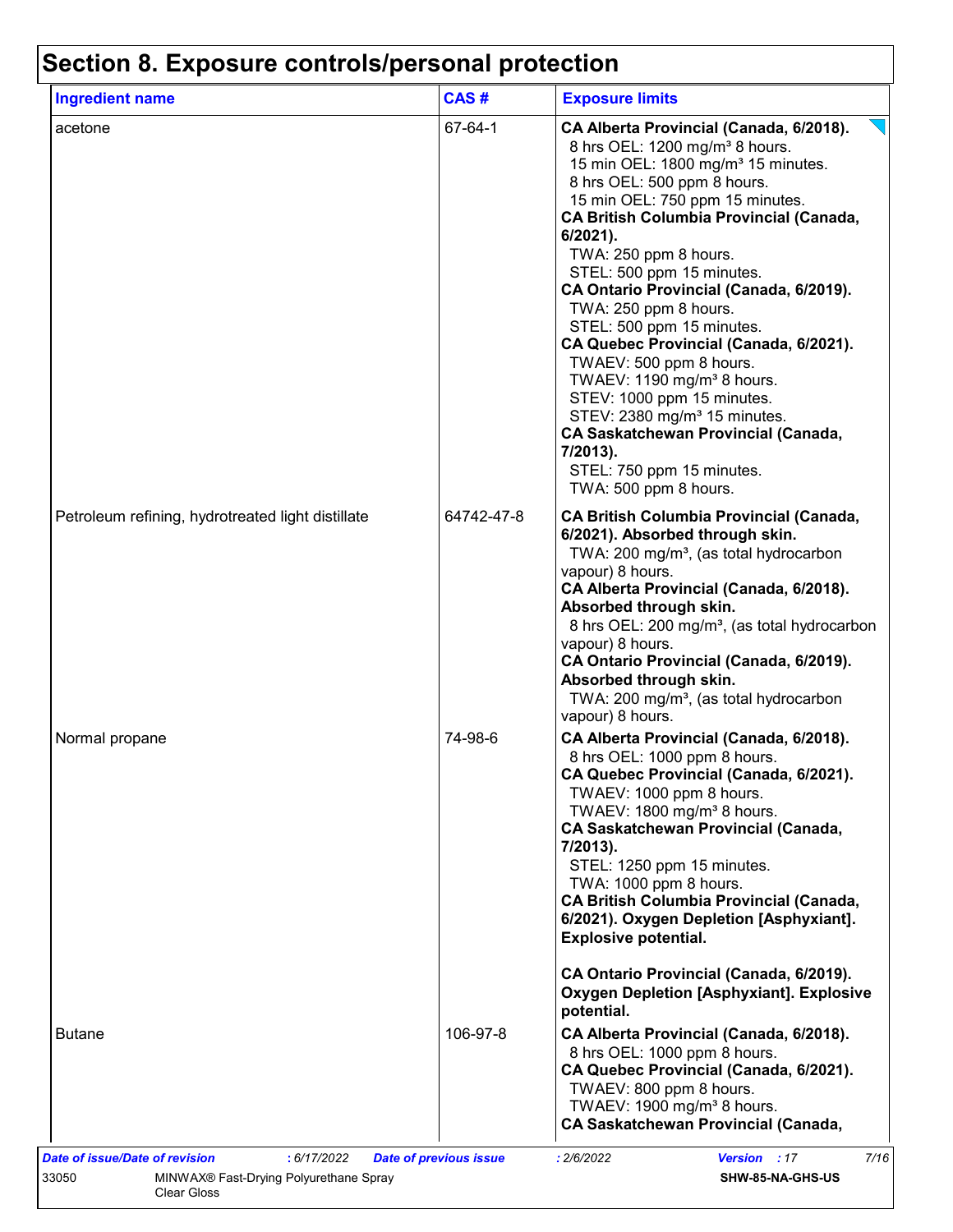# Section 8. Exposure controls/personal protection

| Ingredient name | CAS # | Exposure limits |
|---|---|---|
| acetone | 67-64-1 | **CA Alberta Provincial (Canada, 6/2018).**<br>8 hrs OEL: 1200 mg/m³ 8 hours.<br>15 min OEL: 1800 mg/m³ 15 minutes.<br>8 hrs OEL: 500 ppm 8 hours.<br>15 min OEL: 750 ppm 15 minutes.<br>**CA British Columbia Provincial (Canada, 6/2021).**<br>TWA: 250 ppm 8 hours.<br>STEL: 500 ppm 15 minutes.<br>**CA Ontario Provincial (Canada, 6/2019).**<br>TWA: 250 ppm 8 hours.<br>STEL: 500 ppm 15 minutes.<br>**CA Quebec Provincial (Canada, 6/2021).**<br>TWAEV: 500 ppm 8 hours.<br>TWAEV: 1190 mg/m³ 8 hours.<br>STEV: 1000 ppm 15 minutes.<br>STEV: 2380 mg/m³ 15 minutes.<br>**CA Saskatchewan Provincial (Canada, 7/2013).**<br>STEL: 750 ppm 15 minutes.<br>TWA: 500 ppm 8 hours. |
| Petroleum refining, hydrotreated light distillate | 64742-47-8 | **CA British Columbia Provincial (Canada, 6/2021). Absorbed through skin.**<br>TWA: 200 mg/m³, (as total hydrocarbon vapour) 8 hours.<br>**CA Alberta Provincial (Canada, 6/2018). Absorbed through skin.**<br>8 hrs OEL: 200 mg/m³, (as total hydrocarbon vapour) 8 hours.<br>**CA Ontario Provincial (Canada, 6/2019). Absorbed through skin.**<br>TWA: 200 mg/m³, (as total hydrocarbon vapour) 8 hours. |
| Normal propane | 74-98-6 | **CA Alberta Provincial (Canada, 6/2018).**<br>8 hrs OEL: 1000 ppm 8 hours.<br>**CA Quebec Provincial (Canada, 6/2021).**<br>TWAEV: 1000 ppm 8 hours.<br>TWAEV: 1800 mg/m³ 8 hours.<br>**CA Saskatchewan Provincial (Canada, 7/2013).**<br>STEL: 1250 ppm 15 minutes.<br>TWA: 1000 ppm 8 hours.<br>**CA British Columbia Provincial (Canada, 6/2021). Oxygen Depletion [Asphyxiant]. Explosive potential.**<br>**CA Ontario Provincial (Canada, 6/2019). Oxygen Depletion [Asphyxiant]. Explosive potential.** |
| Butane | 106-97-8 | **CA Alberta Provincial (Canada, 6/2018).**<br>8 hrs OEL: 1000 ppm 8 hours.<br>**CA Quebec Provincial (Canada, 6/2021).**<br>TWAEV: 800 ppm 8 hours.<br>TWAEV: 1900 mg/m³ 8 hours.<br>**CA Saskatchewan Provincial (Canada,** |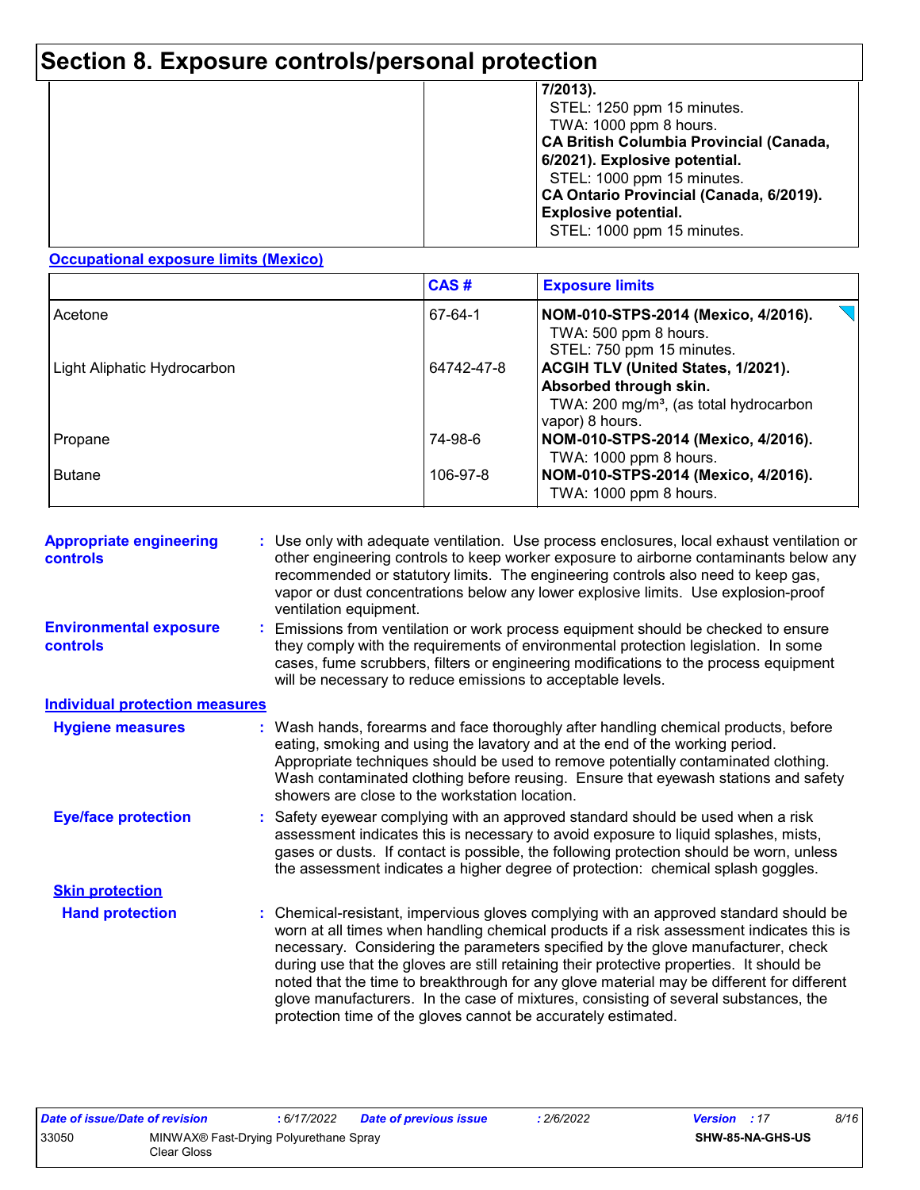# Section 8. Exposure controls/personal protection

| | | |
|---|---|---|
| | | **7/2013).**<br>STEL: 1250 ppm 15 minutes.<br>TWA: 1000 ppm 8 hours.<br>**CA British Columbia Provincial (Canada, 6/2021). Explosive potential.**<br>STEL: 1000 ppm 15 minutes.<br>**CA Ontario Provincial (Canada, 6/2019). Explosive potential.**<br>STEL: 1000 ppm 15 minutes. |

**Occupational exposure limits (Mexico)**

| | CAS # | Exposure limits |
|---|---|---|
| Acetone | 67-64-1 | **NOM-010-STPS-2014 (Mexico, 4/2016).**<br>TWA: 500 ppm 8 hours.<br>STEL: 750 ppm 15 minutes. |
| Light Aliphatic Hydrocarbon | 64742-47-8 | **ACGIH TLV (United States, 1/2021). Absorbed through skin.**<br>TWA: 200 mg/m³, (as total hydrocarbon vapor) 8 hours. |
| Propane | 74-98-6 | **NOM-010-STPS-2014 (Mexico, 4/2016).**<br>TWA: 1000 ppm 8 hours. |
| Butane | 106-97-8 | **NOM-010-STPS-2014 (Mexico, 4/2016).**<br>TWA: 1000 ppm 8 hours. |

**Appropriate engineering controls** : Use only with adequate ventilation. Use process enclosures, local exhaust ventilation or other engineering controls to keep worker exposure to airborne contaminants below any recommended or statutory limits. The engineering controls also need to keep gas, vapor or dust concentrations below any lower explosive limits. Use explosion-proof ventilation equipment.

**Environmental exposure controls** : Emissions from ventilation or work process equipment should be checked to ensure they comply with the requirements of environmental protection legislation. In some cases, fume scrubbers, filters or engineering modifications to the process equipment will be necessary to reduce emissions to acceptable levels.

**Individual protection measures**

**Hygiene measures** : Wash hands, forearms and face thoroughly after handling chemical products, before eating, smoking and using the lavatory and at the end of the working period. Appropriate techniques should be used to remove potentially contaminated clothing. Wash contaminated clothing before reusing. Ensure that eyewash stations and safety showers are close to the workstation location.

**Eye/face protection** : Safety eyewear complying with an approved standard should be used when a risk assessment indicates this is necessary to avoid exposure to liquid splashes, mists, gases or dusts. If contact is possible, the following protection should be worn, unless the assessment indicates a higher degree of protection: chemical splash goggles.

**Skin protection**

**Hand protection** : Chemical-resistant, impervious gloves complying with an approved standard should be worn at all times when handling chemical products if a risk assessment indicates this is necessary. Considering the parameters specified by the glove manufacturer, check during use that the gloves are still retaining their protective properties. It should be noted that the time to breakthrough for any glove material may be different for different glove manufacturers. In the case of mixtures, consisting of several substances, the protection time of the gloves cannot be accurately estimated.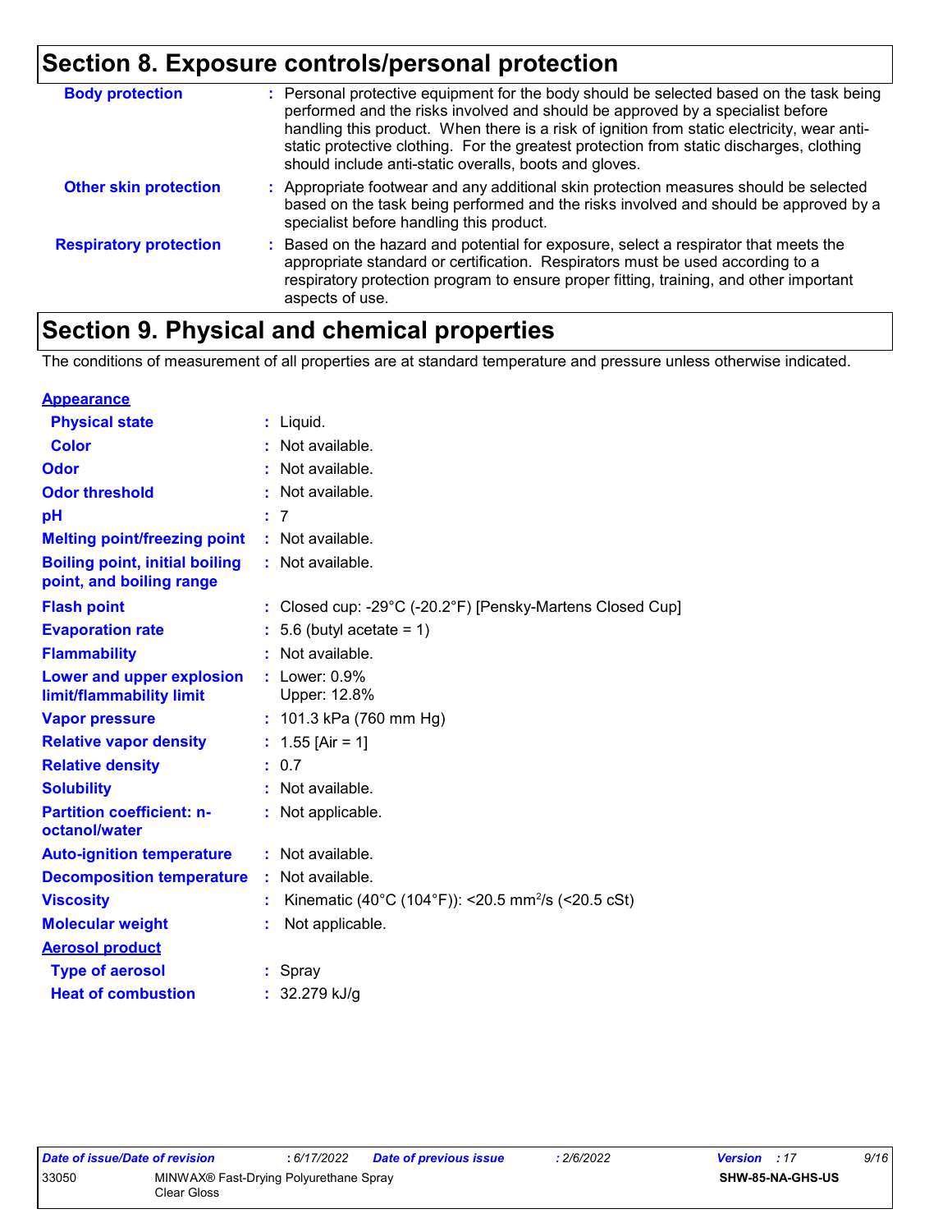## Section 8. Exposure controls/personal protection

| | |
|---|---|
| **Body protection** | : Personal protective equipment for the body should be selected based on the task being performed and the risks involved and should be approved by a specialist before handling this product. When there is a risk of ignition from static electricity, wear anti-static protective clothing. For the greatest protection from static discharges, clothing should include anti-static overalls, boots and gloves. |
| **Other skin protection** | : Appropriate footwear and any additional skin protection measures should be selected based on the task being performed and the risks involved and should be approved by a specialist before handling this product. |
| **Respiratory protection** | : Based on the hazard and potential for exposure, select a respirator that meets the appropriate standard or certification. Respirators must be used according to a respiratory protection program to ensure proper fitting, training, and other important aspects of use. |

## Section 9. Physical and chemical properties

The conditions of measurement of all properties are at standard temperature and pressure unless otherwise indicated.

| | |
|---|---|
| **Appearance** | |
| **Physical state** | : Liquid. |
| **Color** | : Not available. |
| **Odor** | : Not available. |
| **Odor threshold** | : Not available. |
| **pH** | : 7 |
| **Melting point/freezing point** | : Not available. |
| **Boiling point, initial boiling point, and boiling range** | : Not available. |
| **Flash point** | : Closed cup: -29°C (-20.2°F) [Pensky-Martens Closed Cup] |
| **Evaporation rate** | : 5.6 (butyl acetate = 1) |
| **Flammability** | : Not available. |
| **Lower and upper explosion limit/flammability limit** | : Lower: 0.9%<br>Upper: 12.8% |
| **Vapor pressure** | : 101.3 kPa (760 mm Hg) |
| **Relative vapor density** | : 1.55 [Air = 1] |
| **Relative density** | : 0.7 |
| **Solubility** | : Not available. |
| **Partition coefficient: n-octanol/water** | : Not applicable. |
| **Auto-ignition temperature** | : Not available. |
| **Decomposition temperature** | : Not available. |
| **Viscosity** | : Kinematic (40°C (104°F)): <20.5 $mm^2/s$ (<20.5 cSt) |
| **Molecular weight** | : Not applicable. |
| **Aerosol product** | |
| **Type of aerosol** | : Spray |
| **Heat of combustion** | : 32.279 kJ/g |

| | | | | | |
|---|---|---|---|---|---|
| *Date of issue/Date of revision* | *: 6/17/2022* | *Date of previous issue* | *: 2/6/2022* | *Version : 17* | |
| 33050 | MINWAX® Fast-Drying Polyurethane Spray Clear Gloss | | | **SHW-85-NA-GHS-US** | |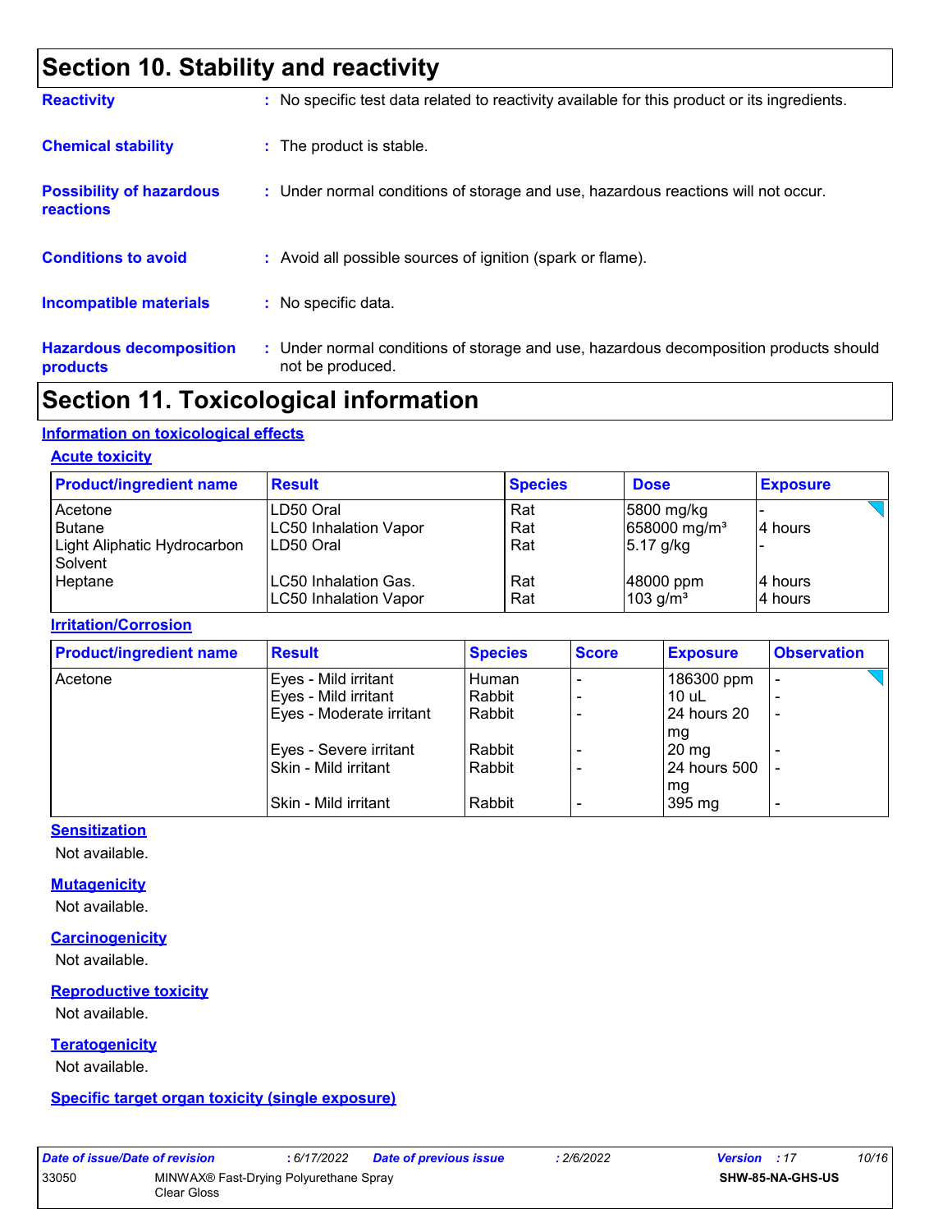# Section 10. Stability and reactivity

**Reactivity** : No specific test data related to reactivity available for this product or its ingredients.

**Chemical stability** : The product is stable.

**Possibility of hazardous reactions** : Under normal conditions of storage and use, hazardous reactions will not occur.

**Conditions to avoid** : Avoid all possible sources of ignition (spark or flame).

**Incompatible materials** : No specific data.

**Hazardous decomposition products** : Under normal conditions of storage and use, hazardous decomposition products should not be produced.

# Section 11. Toxicological information

## Information on toxicological effects

### Acute toxicity

| Product/ingredient name | Result | Species | Dose | Exposure |
|---|---|---|---|---|
| Acetone | LD50 Oral | Rat | 5800 mg/kg | - |
| Butane | LC50 Inhalation Vapor | Rat | 658000 mg/m³ | 4 hours |
| Light Aliphatic Hydrocarbon Solvent | LD50 Oral | Rat | 5.17 g/kg | - |
| Heptane | LC50 Inhalation Gas. | Rat | 48000 ppm | 4 hours |
| | LC50 Inhalation Vapor | Rat | 103 g/m³ | 4 hours |

### Irritation/Corrosion

| Product/ingredient name | Result | Species | Score | Exposure | Observation |
|---|---|---|---|---|---|
| Acetone | Eyes - Mild irritant | Human | - | 186300 ppm | - |
| | Eyes - Mild irritant | Rabbit | - | 10 uL | - |
| | Eyes - Moderate irritant | Rabbit | - | 24 hours 20 mg | - |
| | Eyes - Severe irritant | Rabbit | - | 20 mg | - |
| | Skin - Mild irritant | Rabbit | - | 24 hours 500 mg | - |
| | Skin - Mild irritant | Rabbit | - | 395 mg | - |

### Sensitization

Not available.

### Mutagenicity

Not available.

### Carcinogenicity

Not available.

### Reproductive toxicity

Not available.

### Teratogenicity

Not available.

### Specific target organ toxicity (single exposure)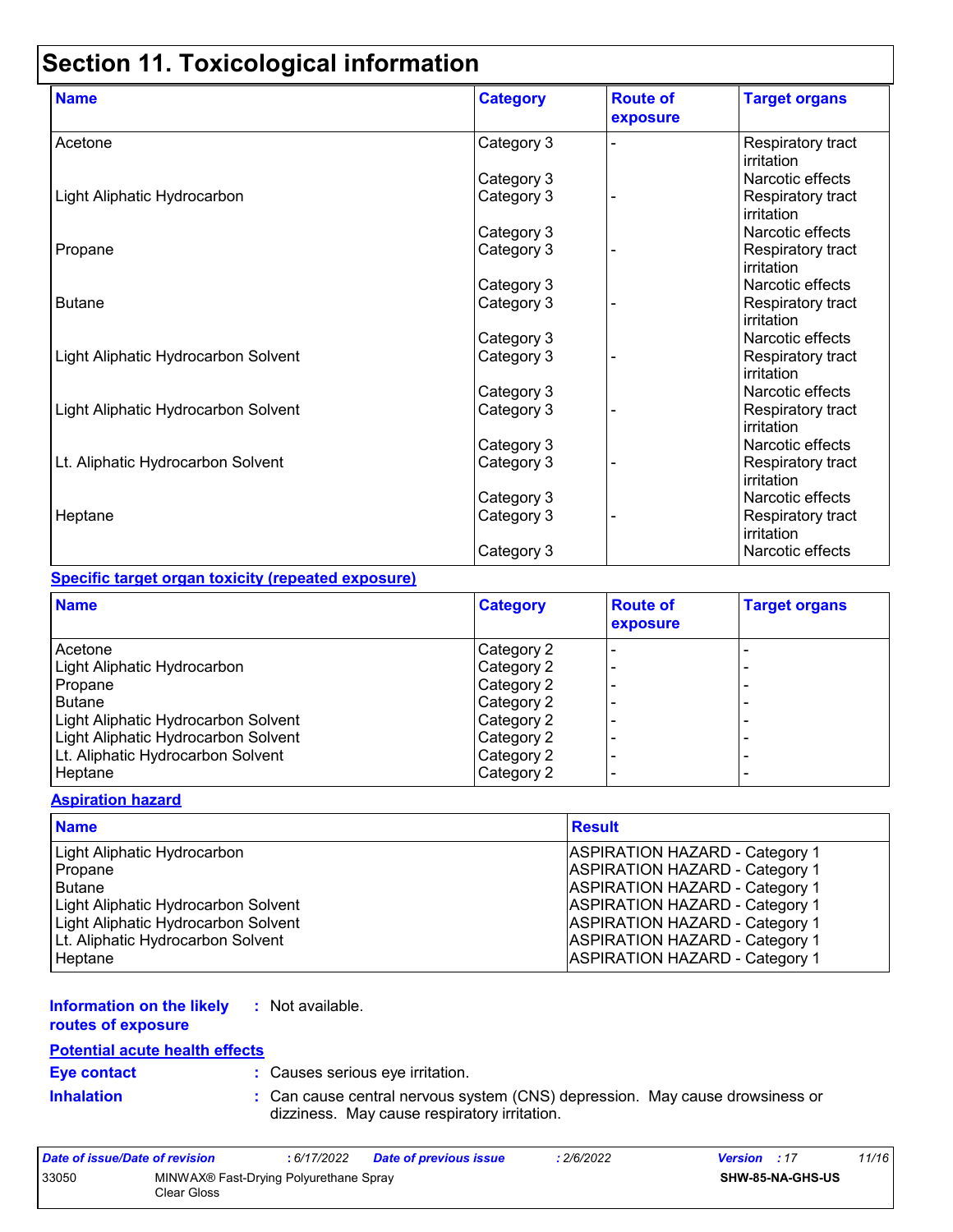# Section 11. Toxicological information

| Name | Category | Route of exposure | Target organs |
| --- | --- | --- | --- |
| Acetone | Category 3 | - | Respiratory tract irritation |
| | Category 3 | | Narcotic effects |
| Light Aliphatic Hydrocarbon | Category 3 | - | Respiratory tract irritation |
| | Category 3 | | Narcotic effects |
| Propane | Category 3 | - | Respiratory tract irritation |
| | Category 3 | | Narcotic effects |
| Butane | Category 3 | - | Respiratory tract irritation |
| | Category 3 | | Narcotic effects |
| Light Aliphatic Hydrocarbon Solvent | Category 3 | - | Respiratory tract irritation |
| | Category 3 | | Narcotic effects |
| Light Aliphatic Hydrocarbon Solvent | Category 3 | - | Respiratory tract irritation |
| | Category 3 | | Narcotic effects |
| Lt. Aliphatic Hydrocarbon Solvent | Category 3 | - | Respiratory tract irritation |
| | Category 3 | | Narcotic effects |
| Heptane | Category 3 | - | Respiratory tract irritation |
| | Category 3 | | Narcotic effects |

**Specific target organ toxicity (repeated exposure)**

| Name | Category | Route of exposure | Target organs |
| --- | --- | --- | --- |
| Acetone | Category 2 | - | - |
| Light Aliphatic Hydrocarbon | Category 2 | - | - |
| Propane | Category 2 | - | - |
| Butane | Category 2 | - | - |
| Light Aliphatic Hydrocarbon Solvent | Category 2 | - | - |
| Light Aliphatic Hydrocarbon Solvent | Category 2 | - | - |
| Lt. Aliphatic Hydrocarbon Solvent | Category 2 | - | - |
| Heptane | Category 2 | - | - |

**Aspiration hazard**

| Name | Result |
| --- | --- |
| Light Aliphatic Hydrocarbon | ASPIRATION HAZARD - Category 1 |
| Propane | ASPIRATION HAZARD - Category 1 |
| Butane | ASPIRATION HAZARD - Category 1 |
| Light Aliphatic Hydrocarbon Solvent | ASPIRATION HAZARD - Category 1 |
| Light Aliphatic Hydrocarbon Solvent | ASPIRATION HAZARD - Category 1 |
| Lt. Aliphatic Hydrocarbon Solvent | ASPIRATION HAZARD - Category 1 |
| Heptane | ASPIRATION HAZARD - Category 1 |

**Information on the likely routes of exposure** : Not available.

**Potential acute health effects**

**Eye contact** : Causes serious eye irritation.

**Inhalation** : Can cause central nervous system (CNS) depression. May cause drowsiness or dizziness. May cause respiratory irritation.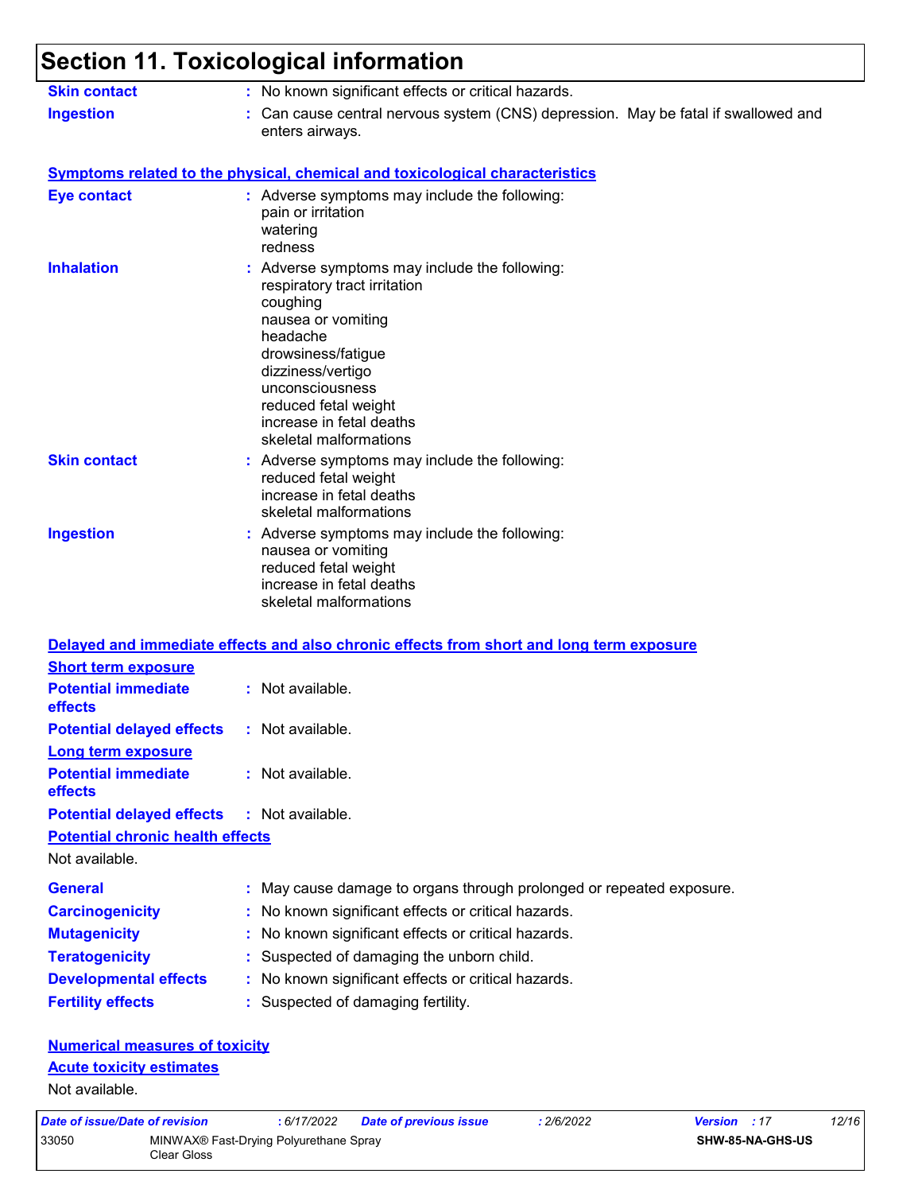# Section 11. Toxicological information

**Skin contact** : No known significant effects or critical hazards.

**Ingestion** : Can cause central nervous system (CNS) depression. May be fatal if swallowed and enters airways.

**Symptoms related to the physical, chemical and toxicological characteristics**

**Eye contact** : Adverse symptoms may include the following:
pain or irritation
watering
redness

**Inhalation** : Adverse symptoms may include the following:
respiratory tract irritation
coughing
nausea or vomiting
headache
drowsiness/fatigue
dizziness/vertigo
unconsciousness
reduced fetal weight
increase in fetal deaths
skeletal malformations

**Skin contact** : Adverse symptoms may include the following:
reduced fetal weight
increase in fetal deaths
skeletal malformations

**Ingestion** : Adverse symptoms may include the following:
nausea or vomiting
reduced fetal weight
increase in fetal deaths
skeletal malformations

**Delayed and immediate effects and also chronic effects from short and long term exposure**

**Short term exposure**

**Potential immediate effects** : Not available.

**Potential delayed effects** : Not available.

**Long term exposure**

**Potential immediate effects** : Not available.

**Potential delayed effects** : Not available.

**Potential chronic health effects**

Not available.

**General** : May cause damage to organs through prolonged or repeated exposure.

**Carcinogenicity** : No known significant effects or critical hazards.

**Mutagenicity** : No known significant effects or critical hazards.

**Teratogenicity** : Suspected of damaging the unborn child.

**Developmental effects** : No known significant effects or critical hazards.

**Fertility effects** : Suspected of damaging fertility.

**Numerical measures of toxicity**

**Acute toxicity estimates**

Not available.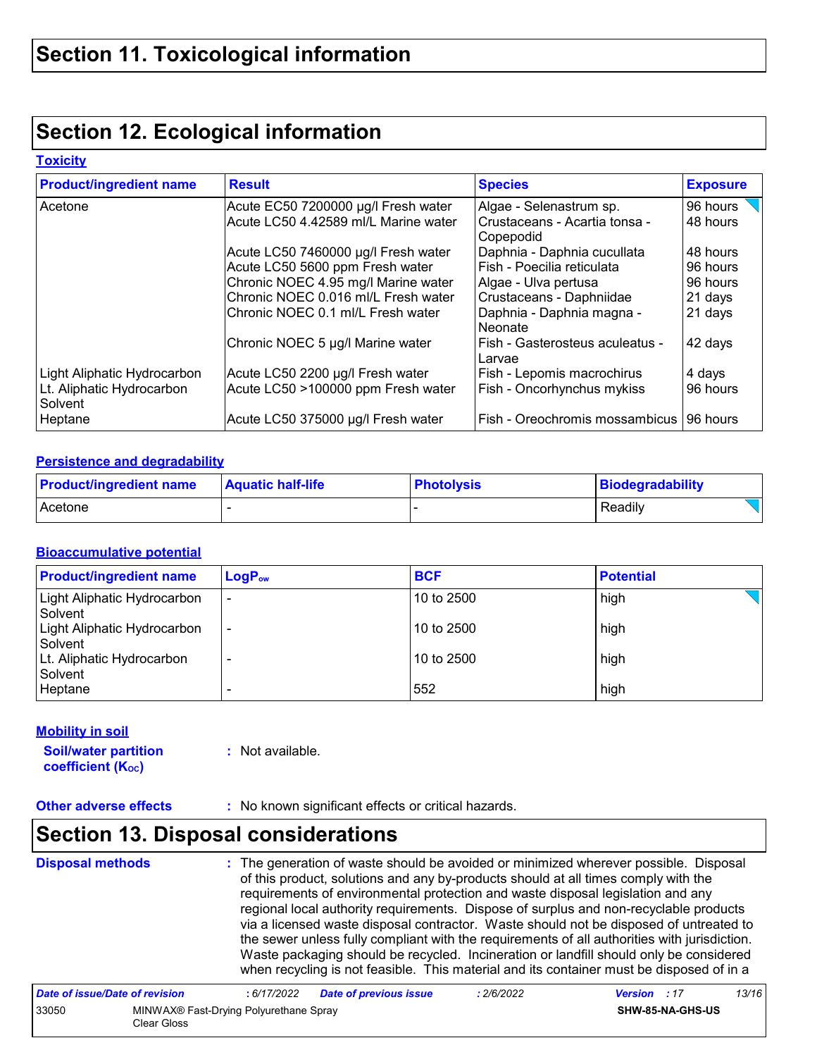## Section 11. Toxicological information

## Section 12. Ecological information

### Toxicity

| Product/ingredient name | Result | Species | Exposure |
|---|---|---|---|
| Acetone | Acute EC50 7200000 µg/l Fresh water | Algae - Selenastrum sp. | 96 hours |
| | Acute LC50 4.42589 ml/L Marine water | Crustaceans - Acartia tonsa - Copepodid | 48 hours |
| | Acute LC50 7460000 µg/l Fresh water | Daphnia - Daphnia cucullata | 48 hours |
| | Acute LC50 5600 ppm Fresh water | Fish - Poecilia reticulata | 96 hours |
| | Chronic NOEC 4.95 mg/l Marine water | Algae - Ulva pertusa | 96 hours |
| | Chronic NOEC 0.016 ml/L Fresh water | Crustaceans - Daphniidae | 21 days |
| | Chronic NOEC 0.1 ml/L Fresh water | Daphnia - Daphnia magna - Neonate | 21 days |
| | Chronic NOEC 5 µg/l Marine water | Fish - Gasterosteus aculeatus - Larvae | 42 days |
| Light Aliphatic Hydrocarbon | Acute LC50 2200 µg/l Fresh water | Fish - Lepomis macrochirus | 4 days |
| Lt. Aliphatic Hydrocarbon Solvent | Acute LC50 >100000 ppm Fresh water | Fish - Oncorhynchus mykiss | 96 hours |
| Heptane | Acute LC50 375000 µg/l Fresh water | Fish - Oreochromis mossambicus | 96 hours |

### Persistence and degradability

| Product/ingredient name | Aquatic half-life | Photolysis | Biodegradability |
|---|---|---|---|
| Acetone | - | - | Readily |

### Bioaccumulative potential

| Product/ingredient name | $LogP_{ow}$ | BCF | Potential |
|---|---|---|---|
| Light Aliphatic Hydrocarbon Solvent | - | 10 to 2500 | high |
| Light Aliphatic Hydrocarbon Solvent | - | 10 to 2500 | high |
| Lt. Aliphatic Hydrocarbon Solvent | - | 10 to 2500 | high |
| Heptane | - | 552 | high |

### Mobility in soil

**Soil/water partition coefficient ($K_{OC}$)** : Not available.

**Other adverse effects** : No known significant effects or critical hazards.

## Section 13. Disposal considerations

**Disposal methods** : The generation of waste should be avoided or minimized wherever possible. Disposal of this product, solutions and any by-products should at all times comply with the requirements of environmental protection and waste disposal legislation and any regional local authority requirements. Dispose of surplus and non-recyclable products via a licensed waste disposal contractor. Waste should not be disposed of untreated to the sewer unless fully compliant with the requirements of all authorities with jurisdiction. Waste packaging should be recycled. Incineration or landfill should only be considered when recycling is not feasible. This material and its container must be disposed of in a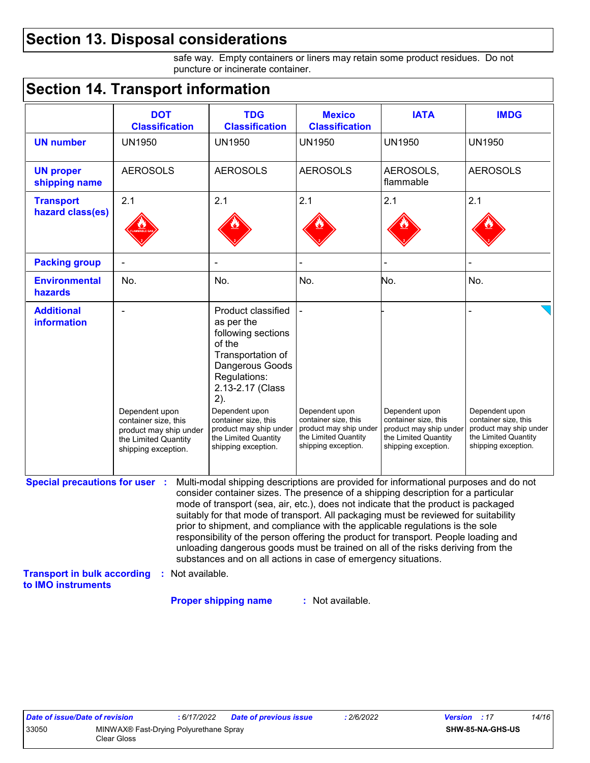## Section 13. Disposal considerations

safe way. Empty containers or liners may retain some product residues. Do not puncture or incinerate container.

## Section 14. Transport information

| | DOT Classification | TDG Classification | Mexico Classification | IATA | IMDG |
|---|---|---|---|---|---|
| **UN number** | UN1950 | UN1950 | UN1950 | UN1950 | UN1950 |
| **UN proper shipping name** | AEROSOLS | AEROSOLS | AEROSOLS | AEROSOLS, flammable | AEROSOLS |
| **Transport hazard class(es)** | 2.1 | 2.1 | 2.1 | 2.1 | 2.1 |
| **Packing group** | - | - | - | - | - |
| **Environmental hazards** | No. | No. | No. | No. | No. |
| **Additional information** | - <br><br> Dependent upon container size, this product may ship under the Limited Quantity shipping exception. | Product classified as per the following sections of the Transportation of Dangerous Goods Regulations: 2.13-2.17 (Class 2). <br><br> Dependent upon container size, this product may ship under the Limited Quantity shipping exception. | - <br><br> Dependent upon container size, this product may ship under the Limited Quantity shipping exception. | - <br><br> Dependent upon container size, this product may ship under the Limited Quantity shipping exception. | - <br><br> Dependent upon container size, this product may ship under the Limited Quantity shipping exception. |

**Special precautions for user** : Multi-modal shipping descriptions are provided for informational purposes and do not consider container sizes. The presence of a shipping description for a particular mode of transport (sea, air, etc.), does not indicate that the product is packaged suitably for that mode of transport. All packaging must be reviewed for suitability prior to shipment, and compliance with the applicable regulations is the sole responsibility of the person offering the product for transport. People loading and unloading dangerous goods must be trained on all of the risks deriving from the substances and on all actions in case of emergency situations.

**Transport in bulk according to IMO instruments** : Not available.

**Proper shipping name** : Not available.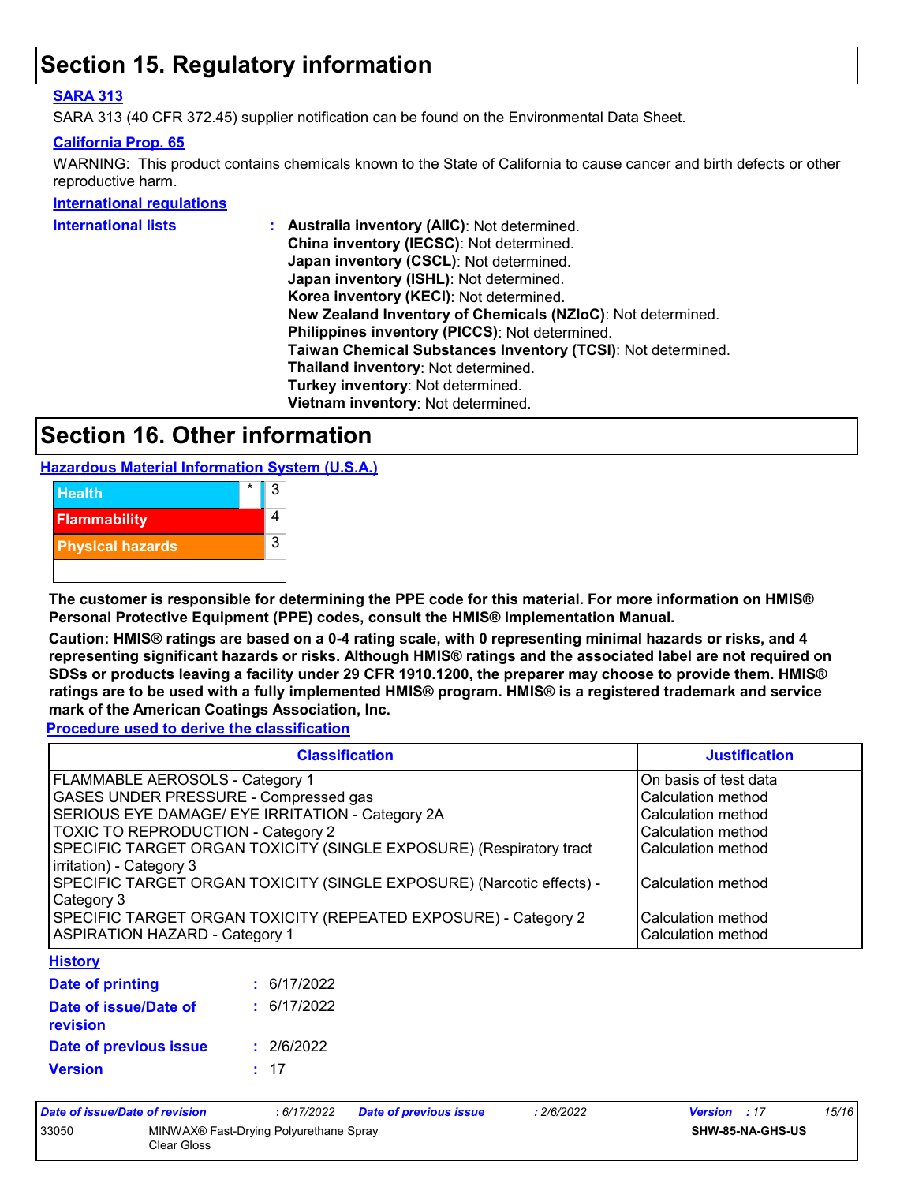# Section 15. Regulatory information

### SARA 313

SARA 313 (40 CFR 372.45) supplier notification can be found on the Environmental Data Sheet.

### California Prop. 65

WARNING: This product contains chemicals known to the State of California to cause cancer and birth defects or other reproductive harm.

### International regulations

**International lists** :
- **Australia inventory (AIIC)**: Not determined.
- **China inventory (IECSC)**: Not determined.
- **Japan inventory (CSCL)**: Not determined.
- **Japan inventory (ISHL)**: Not determined.
- **Korea inventory (KECI)**: Not determined.
- **New Zealand Inventory of Chemicals (NZIoC)**: Not determined.
- **Philippines inventory (PICCS)**: Not determined.
- **Taiwan Chemical Substances Inventory (TCSI)**: Not determined.
- **Thailand inventory**: Not determined.
- **Turkey inventory**: Not determined.
- **Vietnam inventory**: Not determined.

# Section 16. Other information

### Hazardous Material Information System (U.S.A.)

| | | |
|---|---|---|
| Health | * | 3 |
| Flammability | | 4 |
| Physical hazards | | 3 |
| | | |

**The customer is responsible for determining the PPE code for this material. For more information on HMIS® Personal Protective Equipment (PPE) codes, consult the HMIS® Implementation Manual.**

**Caution: HMIS® ratings are based on a 0-4 rating scale, with 0 representing minimal hazards or risks, and 4 representing significant hazards or risks. Although HMIS® ratings and the associated label are not required on SDSs or products leaving a facility under 29 CFR 1910.1200, the preparer may choose to provide them. HMIS® ratings are to be used with a fully implemented HMIS® program. HMIS® is a registered trademark and service mark of the American Coatings Association, Inc.**

### Procedure used to derive the classification

| Classification | Justification |
|---|---|
| FLAMMABLE AEROSOLS - Category 1 | On basis of test data |
| GASES UNDER PRESSURE - Compressed gas | Calculation method |
| SERIOUS EYE DAMAGE/ EYE IRRITATION - Category 2A | Calculation method |
| TOXIC TO REPRODUCTION - Category 2 | Calculation method |
| SPECIFIC TARGET ORGAN TOXICITY (SINGLE EXPOSURE) (Respiratory tract irritation) - Category 3 | Calculation method |
| SPECIFIC TARGET ORGAN TOXICITY (SINGLE EXPOSURE) (Narcotic effects) - Category 3 | Calculation method |
| SPECIFIC TARGET ORGAN TOXICITY (REPEATED EXPOSURE) - Category 2 | Calculation method |
| ASPIRATION HAZARD - Category 1 | Calculation method |

### History

**Date of printing** : 6/17/2022

**Date of issue/Date of revision** : 6/17/2022

**Date of previous issue** : 2/6/2022

**Version** : 17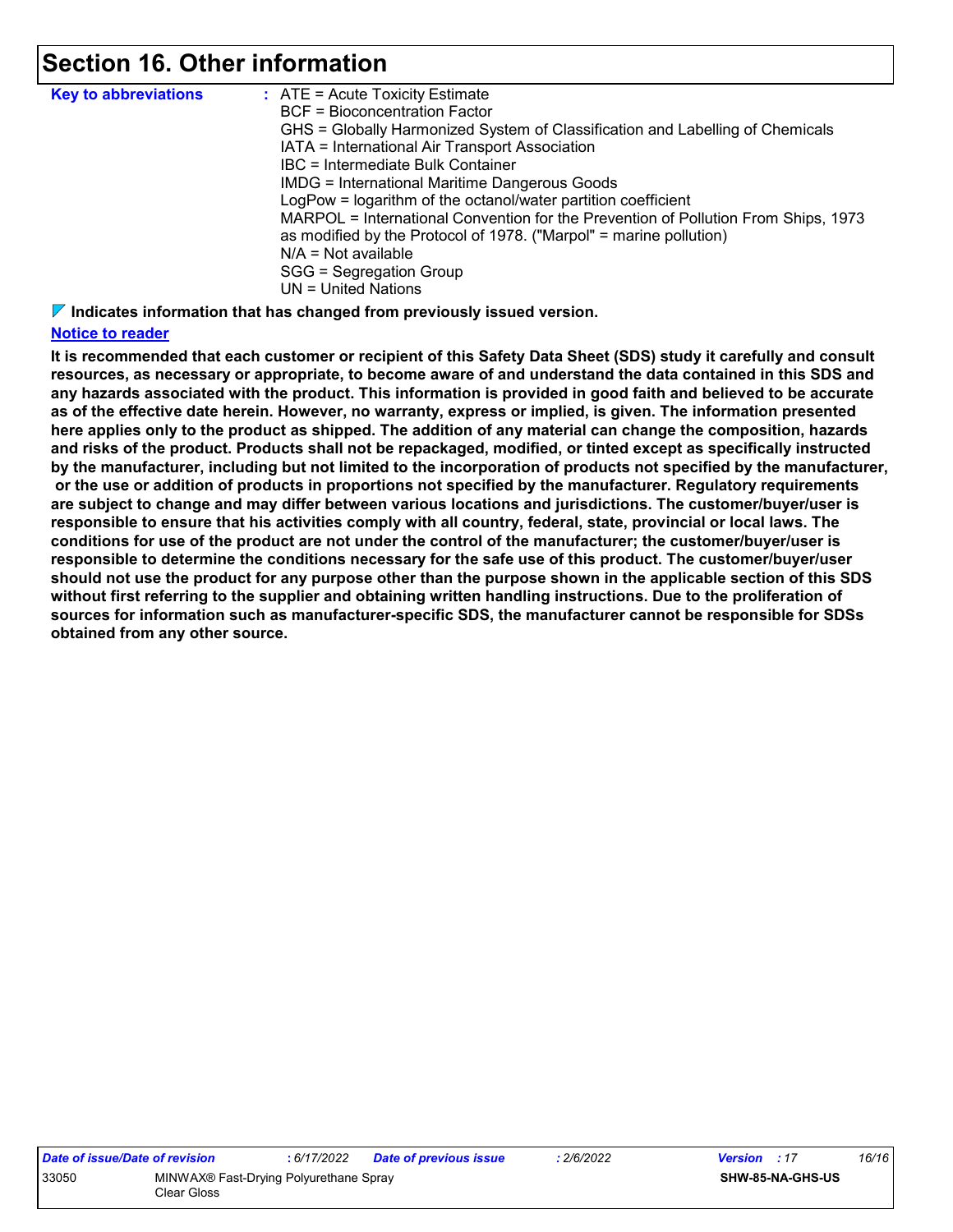## Section 16. Other information

**Key to abbreviations** : ATE = Acute Toxicity Estimate
BCF = Bioconcentration Factor
GHS = Globally Harmonized System of Classification and Labelling of Chemicals
IATA = International Air Transport Association
IBC = Intermediate Bulk Container
IMDG = International Maritime Dangerous Goods
LogPow = logarithm of the octanol/water partition coefficient
MARPOL = International Convention for the Prevention of Pollution From Ships, 1973 as modified by the Protocol of 1978. ("Marpol" = marine pollution)
N/A = Not available
SGG = Segregation Group
UN = United Nations

**Indicates information that has changed from previously issued version.**

**Notice to reader**

**It is recommended that each customer or recipient of this Safety Data Sheet (SDS) study it carefully and consult resources, as necessary or appropriate, to become aware of and understand the data contained in this SDS and any hazards associated with the product. This information is provided in good faith and believed to be accurate as of the effective date herein. However, no warranty, express or implied, is given. The information presented here applies only to the product as shipped. The addition of any material can change the composition, hazards and risks of the product. Products shall not be repackaged, modified, or tinted except as specifically instructed by the manufacturer, including but not limited to the incorporation of products not specified by the manufacturer, or the use or addition of products in proportions not specified by the manufacturer. Regulatory requirements are subject to change and may differ between various locations and jurisdictions. The customer/buyer/user is responsible to ensure that his activities comply with all country, federal, state, provincial or local laws. The conditions for use of the product are not under the control of the manufacturer; the customer/buyer/user is responsible to determine the conditions necessary for the safe use of this product. The customer/buyer/user should not use the product for any purpose other than the purpose shown in the applicable section of this SDS without first referring to the supplier and obtaining written handling instructions. Due to the proliferation of sources for information such as manufacturer-specific SDS, the manufacturer cannot be responsible for SDSs obtained from any other source.**